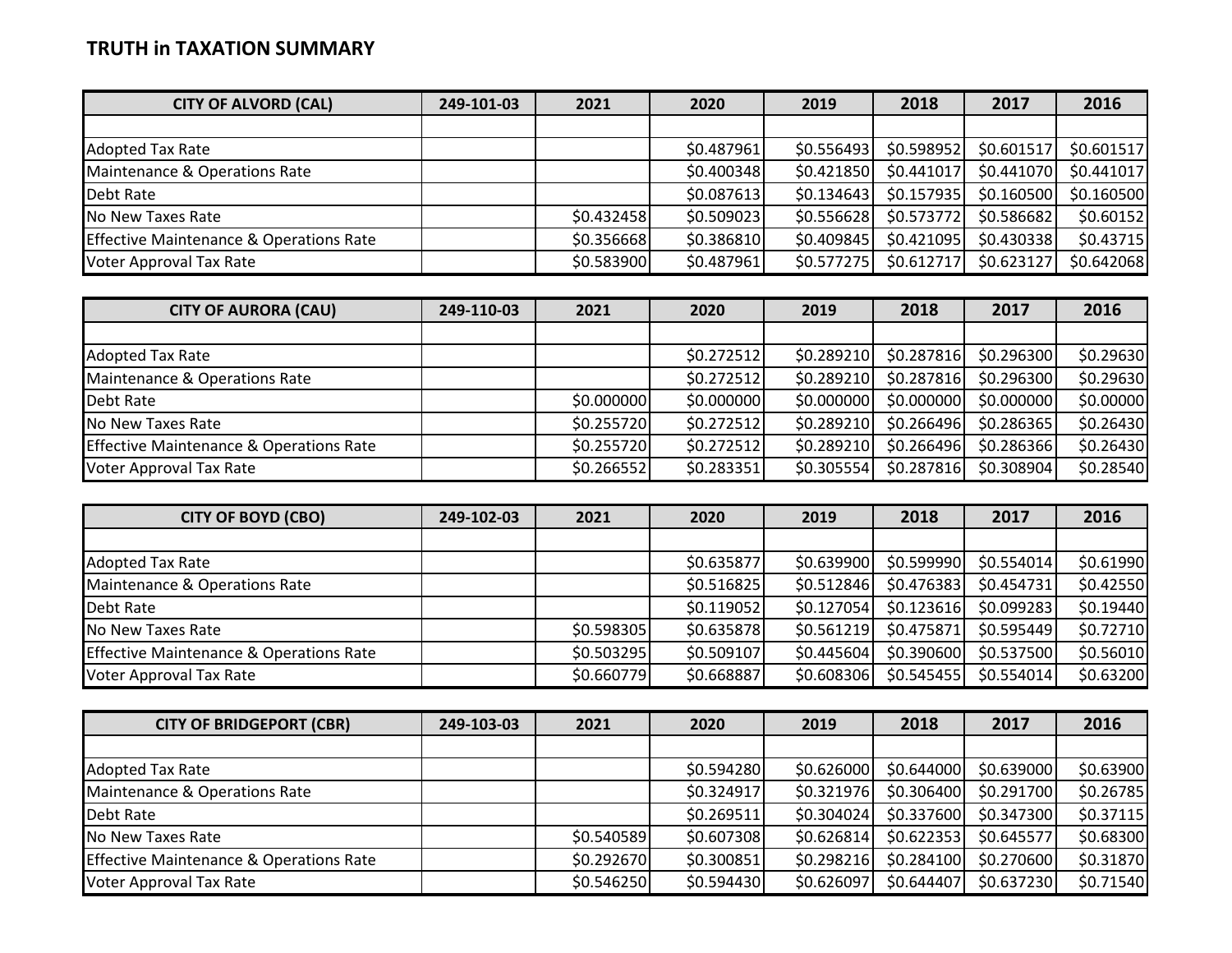# TRUTH in TAXATION SUMMARY

| CITY OF ALVORD (CAL) | 249-101-03 | 2021 | 2020 | 2019 | 2018 | 2017 | 2016 |
|---|---|---|---|---|---|---|---|
| | | | | | | | |
| Adopted Tax Rate | | | $0.487961 | $0.556493 | $0.598952 | $0.601517 | $0.601517 |
| Maintenance & Operations Rate | | | $0.400348 | $0.421850 | $0.441017 | $0.441070 | $0.441017 |
| Debt Rate | | | $0.087613 | $0.134643 | $0.157935 | $0.160500 | $0.160500 |
| No New Taxes Rate | | $0.432458 | $0.509023 | $0.556628 | $0.573772 | $0.586682 | $0.60152 |
| Effective Maintenance & Operations Rate | | $0.356668 | $0.386810 | $0.409845 | $0.421095 | $0.430338 | $0.43715 |
| Voter Approval Tax Rate | | $0.583900 | $0.487961 | $0.577275 | $0.612717 | $0.623127 | $0.642068 |

| CITY OF AURORA (CAU) | 249-110-03 | 2021 | 2020 | 2019 | 2018 | 2017 | 2016 |
|---|---|---|---|---|---|---|---|
| | | | | | | | |
| Adopted Tax Rate | | | $0.272512 | $0.289210 | $0.287816 | $0.296300 | $0.29630 |
| Maintenance & Operations Rate | | | $0.272512 | $0.289210 | $0.287816 | $0.296300 | $0.29630 |
| Debt Rate | | $0.000000 | $0.000000 | $0.000000 | $0.000000 | $0.000000 | $0.00000 |
| No New Taxes Rate | | $0.255720 | $0.272512 | $0.289210 | $0.266496 | $0.286365 | $0.26430 |
| Effective Maintenance & Operations Rate | | $0.255720 | $0.272512 | $0.289210 | $0.266496 | $0.286366 | $0.26430 |
| Voter Approval Tax Rate | | $0.266552 | $0.283351 | $0.305554 | $0.287816 | $0.308904 | $0.28540 |

| CITY OF BOYD (CBO) | 249-102-03 | 2021 | 2020 | 2019 | 2018 | 2017 | 2016 |
|---|---|---|---|---|---|---|---|
| | | | | | | | |
| Adopted Tax Rate | | | $0.635877 | $0.639900 | $0.599990 | $0.554014 | $0.61990 |
| Maintenance & Operations Rate | | | $0.516825 | $0.512846 | $0.476383 | $0.454731 | $0.42550 |
| Debt Rate | | | $0.119052 | $0.127054 | $0.123616 | $0.099283 | $0.19440 |
| No New Taxes Rate | | $0.598305 | $0.635878 | $0.561219 | $0.475871 | $0.595449 | $0.72710 |
| Effective Maintenance & Operations Rate | | $0.503295 | $0.509107 | $0.445604 | $0.390600 | $0.537500 | $0.56010 |
| Voter Approval Tax Rate | | $0.660779 | $0.668887 | $0.608306 | $0.545455 | $0.554014 | $0.63200 |

| CITY OF BRIDGEPORT (CBR) | 249-103-03 | 2021 | 2020 | 2019 | 2018 | 2017 | 2016 |
|---|---|---|---|---|---|---|---|
| | | | | | | | |
| Adopted Tax Rate | | | $0.594280 | $0.626000 | $0.644000 | $0.639000 | $0.63900 |
| Maintenance & Operations Rate | | | $0.324917 | $0.321976 | $0.306400 | $0.291700 | $0.26785 |
| Debt Rate | | | $0.269511 | $0.304024 | $0.337600 | $0.347300 | $0.37115 |
| No New Taxes Rate | | $0.540589 | $0.607308 | $0.626814 | $0.622353 | $0.645577 | $0.68300 |
| Effective Maintenance & Operations Rate | | $0.292670 | $0.300851 | $0.298216 | $0.284100 | $0.270600 | $0.31870 |
| Voter Approval Tax Rate | | $0.546250 | $0.594430 | $0.626097 | $0.644407 | $0.637230 | $0.71540 |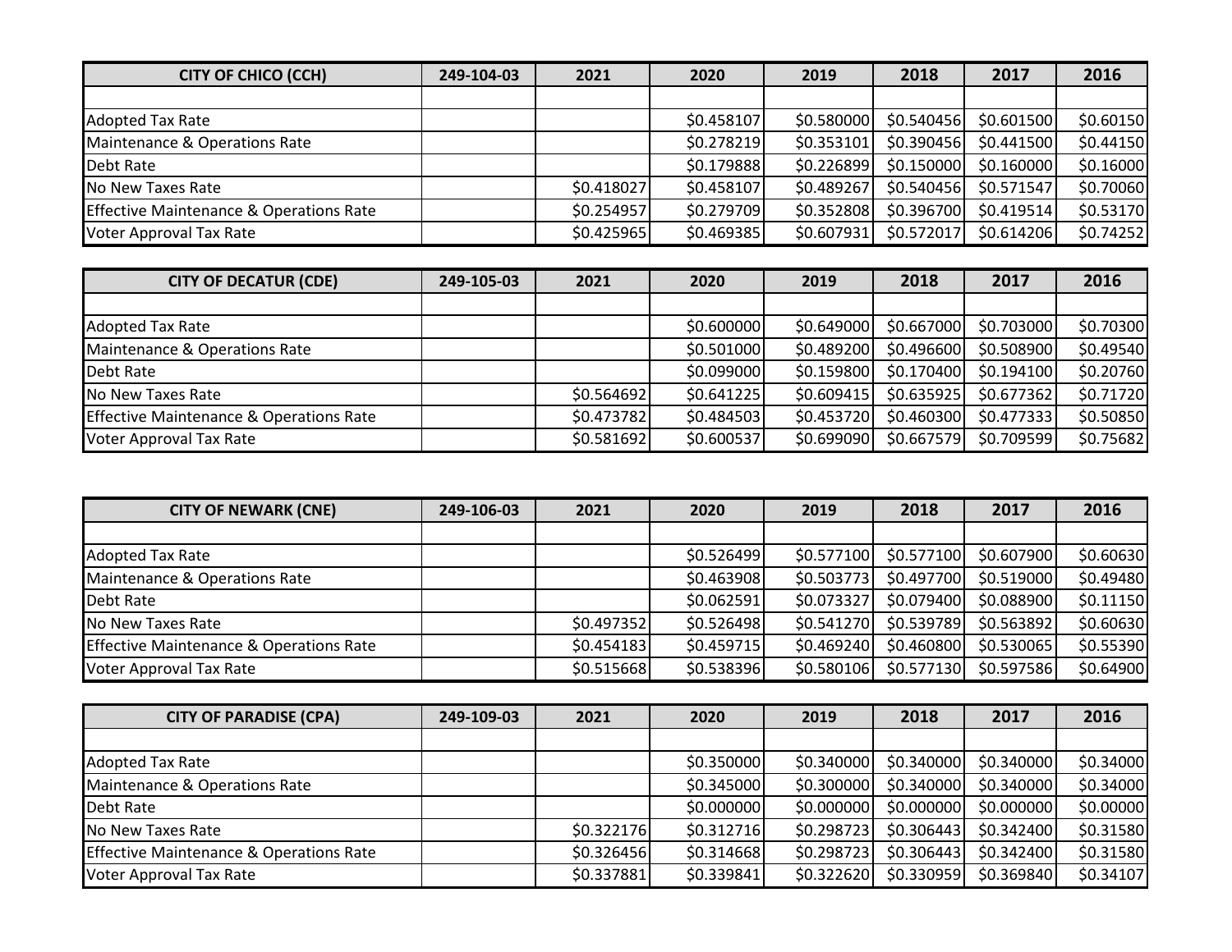| CITY OF CHICO (CCH) | 249-104-03 | 2021 | 2020 | 2019 | 2018 | 2017 | 2016 |
|---|---|---|---|---|---|---|---|
| | | | | | | | |
| Adopted Tax Rate | | | $0.458107 | $0.580000 | $0.540456 | $0.601500 | $0.60150 |
| Maintenance & Operations Rate | | | $0.278219 | $0.353101 | $0.390456 | $0.441500 | $0.44150 |
| Debt Rate | | | $0.179888 | $0.226899 | $0.150000 | $0.160000 | $0.16000 |
| No New Taxes Rate | | $0.418027 | $0.458107 | $0.489267 | $0.540456 | $0.571547 | $0.70060 |
| Effective Maintenance & Operations Rate | | $0.254957 | $0.279709 | $0.352808 | $0.396700 | $0.419514 | $0.53170 |
| Voter Approval Tax Rate | | $0.425965 | $0.469385 | $0.607931 | $0.572017 | $0.614206 | $0.74252 |

| CITY OF DECATUR (CDE) | 249-105-03 | 2021 | 2020 | 2019 | 2018 | 2017 | 2016 |
|---|---|---|---|---|---|---|---|
| | | | | | | | |
| Adopted Tax Rate | | | $0.600000 | $0.649000 | $0.667000 | $0.703000 | $0.70300 |
| Maintenance & Operations Rate | | | $0.501000 | $0.489200 | $0.496600 | $0.508900 | $0.49540 |
| Debt Rate | | | $0.099000 | $0.159800 | $0.170400 | $0.194100 | $0.20760 |
| No New Taxes Rate | | $0.564692 | $0.641225 | $0.609415 | $0.635925 | $0.677362 | $0.71720 |
| Effective Maintenance & Operations Rate | | $0.473782 | $0.484503 | $0.453720 | $0.460300 | $0.477333 | $0.50850 |
| Voter Approval Tax Rate | | $0.581692 | $0.600537 | $0.699090 | $0.667579 | $0.709599 | $0.75682 |

| CITY OF NEWARK (CNE) | 249-106-03 | 2021 | 2020 | 2019 | 2018 | 2017 | 2016 |
|---|---|---|---|---|---|---|---|
| | | | | | | | |
| Adopted Tax Rate | | | $0.526499 | $0.577100 | $0.577100 | $0.607900 | $0.60630 |
| Maintenance & Operations Rate | | | $0.463908 | $0.503773 | $0.497700 | $0.519000 | $0.49480 |
| Debt Rate | | | $0.062591 | $0.073327 | $0.079400 | $0.088900 | $0.11150 |
| No New Taxes Rate | | $0.497352 | $0.526498 | $0.541270 | $0.539789 | $0.563892 | $0.60630 |
| Effective Maintenance & Operations Rate | | $0.454183 | $0.459715 | $0.469240 | $0.460800 | $0.530065 | $0.55390 |
| Voter Approval Tax Rate | | $0.515668 | $0.538396 | $0.580106 | $0.577130 | $0.597586 | $0.64900 |

| CITY OF PARADISE (CPA) | 249-109-03 | 2021 | 2020 | 2019 | 2018 | 2017 | 2016 |
|---|---|---|---|---|---|---|---|
| | | | | | | | |
| Adopted Tax Rate | | | $0.350000 | $0.340000 | $0.340000 | $0.340000 | $0.34000 |
| Maintenance & Operations Rate | | | $0.345000 | $0.300000 | $0.340000 | $0.340000 | $0.34000 |
| Debt Rate | | | $0.000000 | $0.000000 | $0.000000 | $0.000000 | $0.00000 |
| No New Taxes Rate | | $0.322176 | $0.312716 | $0.298723 | $0.306443 | $0.342400 | $0.31580 |
| Effective Maintenance & Operations Rate | | $0.326456 | $0.314668 | $0.298723 | $0.306443 | $0.342400 | $0.31580 |
| Voter Approval Tax Rate | | $0.337881 | $0.339841 | $0.322620 | $0.330959 | $0.369840 | $0.34107 |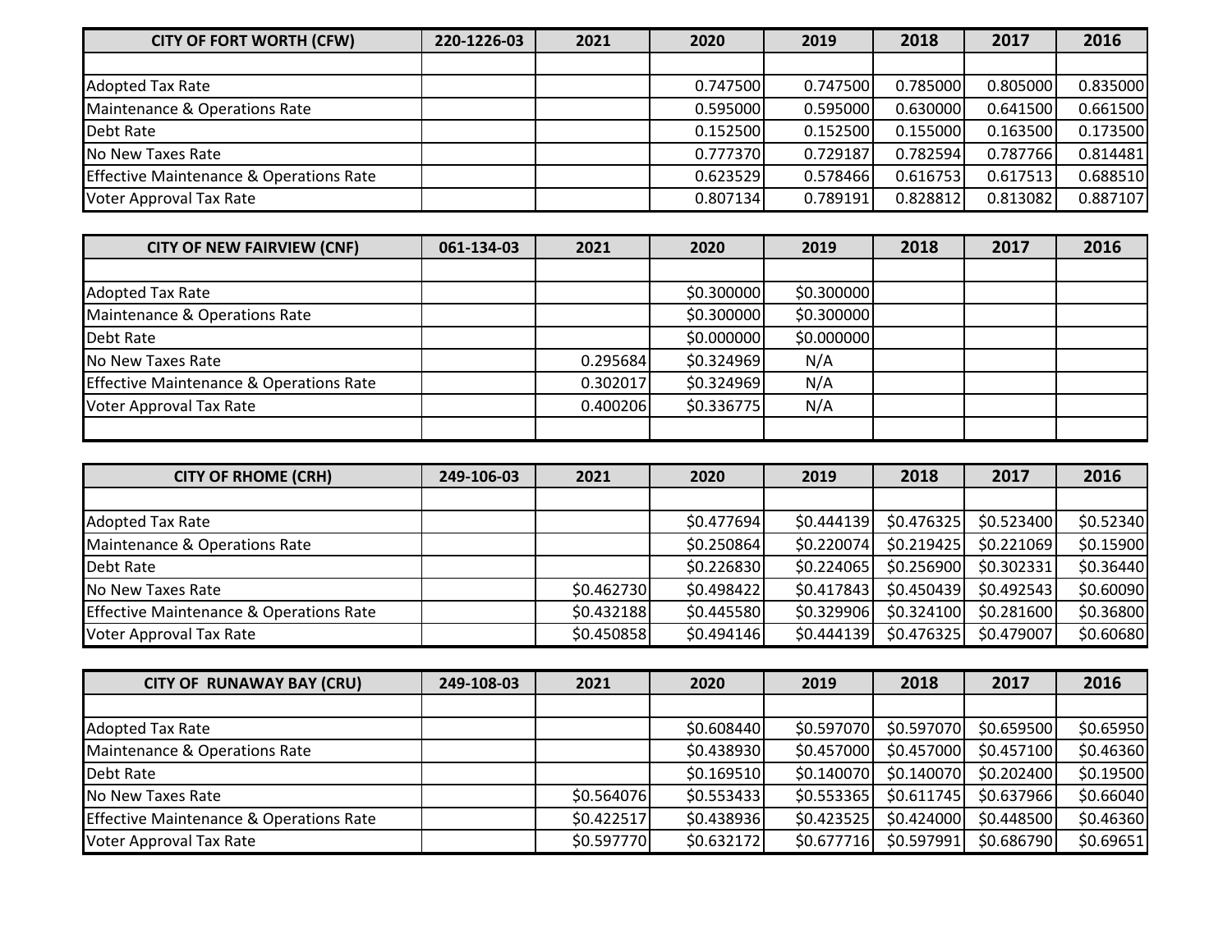| CITY OF FORT WORTH (CFW) | 220-1226-03 | 2021 | 2020 | 2019 | 2018 | 2017 | 2016 |
|---|---|---|---|---|---|---|---|
| | | | | | | | |
| Adopted Tax Rate | | | 0.747500 | 0.747500 | 0.785000 | 0.805000 | 0.835000 |
| Maintenance & Operations Rate | | | 0.595000 | 0.595000 | 0.630000 | 0.641500 | 0.661500 |
| Debt Rate | | | 0.152500 | 0.152500 | 0.155000 | 0.163500 | 0.173500 |
| No New Taxes Rate | | | 0.777370 | 0.729187 | 0.782594 | 0.787766 | 0.814481 |
| Effective Maintenance & Operations Rate | | | 0.623529 | 0.578466 | 0.616753 | 0.617513 | 0.688510 |
| Voter Approval Tax Rate | | | 0.807134 | 0.789191 | 0.828812 | 0.813082 | 0.887107 |

| CITY OF NEW FAIRVIEW (CNF) | 061-134-03 | 2021 | 2020 | 2019 | 2018 | 2017 | 2016 |
|---|---|---|---|---|---|---|---|
| | | | | | | | |
| Adopted Tax Rate | | | $0.300000 | $0.300000 | | | |
| Maintenance & Operations Rate | | | $0.300000 | $0.300000 | | | |
| Debt Rate | | | $0.000000 | $0.000000 | | | |
| No New Taxes Rate | | 0.295684 | $0.324969 | N/A | | | |
| Effective Maintenance & Operations Rate | | 0.302017 | $0.324969 | N/A | | | |
| Voter Approval Tax Rate | | 0.400206 | $0.336775 | N/A | | | |
| | | | | | | | |

| CITY OF RHOME (CRH) | 249-106-03 | 2021 | 2020 | 2019 | 2018 | 2017 | 2016 |
|---|---|---|---|---|---|---|---|
| | | | | | | | |
| Adopted Tax Rate | | | $0.477694 | $0.444139 | $0.476325 | $0.523400 | $0.52340 |
| Maintenance & Operations Rate | | | $0.250864 | $0.220074 | $0.219425 | $0.221069 | $0.15900 |
| Debt Rate | | | $0.226830 | $0.224065 | $0.256900 | $0.302331 | $0.36440 |
| No New Taxes Rate | | $0.462730 | $0.498422 | $0.417843 | $0.450439 | $0.492543 | $0.60090 |
| Effective Maintenance & Operations Rate | | $0.432188 | $0.445580 | $0.329906 | $0.324100 | $0.281600 | $0.36800 |
| Voter Approval Tax Rate | | $0.450858 | $0.494146 | $0.444139 | $0.476325 | $0.479007 | $0.60680 |

| CITY OF RUNAWAY BAY (CRU) | 249-108-03 | 2021 | 2020 | 2019 | 2018 | 2017 | 2016 |
|---|---|---|---|---|---|---|---|
| | | | | | | | |
| Adopted Tax Rate | | | $0.608440 | $0.597070 | $0.597070 | $0.659500 | $0.65950 |
| Maintenance & Operations Rate | | | $0.438930 | $0.457000 | $0.457000 | $0.457100 | $0.46360 |
| Debt Rate | | | $0.169510 | $0.140070 | $0.140070 | $0.202400 | $0.19500 |
| No New Taxes Rate | | $0.564076 | $0.553433 | $0.553365 | $0.611745 | $0.637966 | $0.66040 |
| Effective Maintenance & Operations Rate | | $0.422517 | $0.438936 | $0.423525 | $0.424000 | $0.448500 | $0.46360 |
| Voter Approval Tax Rate | | $0.597770 | $0.632172 | $0.677716 | $0.597991 | $0.686790 | $0.69651 |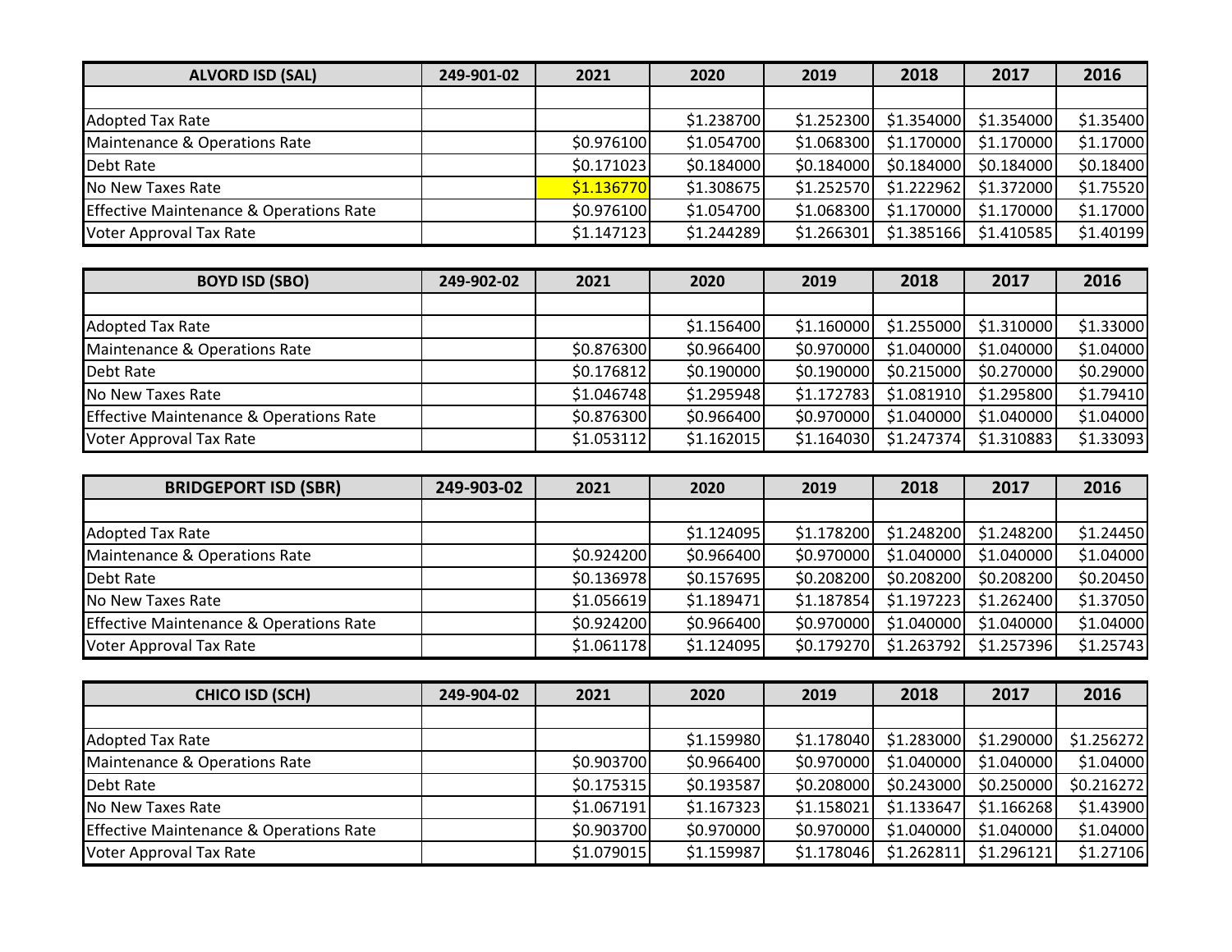| ALVORD ISD (SAL) | 249-901-02 | 2021 | 2020 | 2019 | 2018 | 2017 | 2016 |
|---|---|---|---|---|---|---|---|
| | | | | | | | |
| Adopted Tax Rate | | | $1.238700 | $1.252300 | $1.354000 | $1.354000 | $1.35400 |
| Maintenance & Operations Rate | | $0.976100 | $1.054700 | $1.068300 | $1.170000 | $1.170000 | $1.17000 |
| Debt Rate | | $0.171023 | $0.184000 | $0.184000 | $0.184000 | $0.184000 | $0.18400 |
| No New Taxes Rate | | $1.136770 | $1.308675 | $1.252570 | $1.222962 | $1.372000 | $1.75520 |
| Effective Maintenance & Operations Rate | | $0.976100 | $1.054700 | $1.068300 | $1.170000 | $1.170000 | $1.17000 |
| Voter Approval Tax Rate | | $1.147123 | $1.244289 | $1.266301 | $1.385166 | $1.410585 | $1.40199 |

| BOYD ISD (SBO) | 249-902-02 | 2021 | 2020 | 2019 | 2018 | 2017 | 2016 |
|---|---|---|---|---|---|---|---|
| | | | | | | | |
| Adopted Tax Rate | | | $1.156400 | $1.160000 | $1.255000 | $1.310000 | $1.33000 |
| Maintenance & Operations Rate | | $0.876300 | $0.966400 | $0.970000 | $1.040000 | $1.040000 | $1.04000 |
| Debt Rate | | $0.176812 | $0.190000 | $0.190000 | $0.215000 | $0.270000 | $0.29000 |
| No New Taxes Rate | | $1.046748 | $1.295948 | $1.172783 | $1.081910 | $1.295800 | $1.79410 |
| Effective Maintenance & Operations Rate | | $0.876300 | $0.966400 | $0.970000 | $1.040000 | $1.040000 | $1.04000 |
| Voter Approval Tax Rate | | $1.053112 | $1.162015 | $1.164030 | $1.247374 | $1.310883 | $1.33093 |

| BRIDGEPORT ISD (SBR) | 249-903-02 | 2021 | 2020 | 2019 | 2018 | 2017 | 2016 |
|---|---|---|---|---|---|---|---|
| | | | | | | | |
| Adopted Tax Rate | | | $1.124095 | $1.178200 | $1.248200 | $1.248200 | $1.24450 |
| Maintenance & Operations Rate | | $0.924200 | $0.966400 | $0.970000 | $1.040000 | $1.040000 | $1.04000 |
| Debt Rate | | $0.136978 | $0.157695 | $0.208200 | $0.208200 | $0.208200 | $0.20450 |
| No New Taxes Rate | | $1.056619 | $1.189471 | $1.187854 | $1.197223 | $1.262400 | $1.37050 |
| Effective Maintenance & Operations Rate | | $0.924200 | $0.966400 | $0.970000 | $1.040000 | $1.040000 | $1.04000 |
| Voter Approval Tax Rate | | $1.061178 | $1.124095 | $0.179270 | $1.263792 | $1.257396 | $1.25743 |

| CHICO ISD (SCH) | 249-904-02 | 2021 | 2020 | 2019 | 2018 | 2017 | 2016 |
|---|---|---|---|---|---|---|---|
| | | | | | | | |
| Adopted Tax Rate | | | $1.159980 | $1.178040 | $1.283000 | $1.290000 | $1.256272 |
| Maintenance & Operations Rate | | $0.903700 | $0.966400 | $0.970000 | $1.040000 | $1.040000 | $1.04000 |
| Debt Rate | | $0.175315 | $0.193587 | $0.208000 | $0.243000 | $0.250000 | $0.216272 |
| No New Taxes Rate | | $1.067191 | $1.167323 | $1.158021 | $1.133647 | $1.166268 | $1.43900 |
| Effective Maintenance & Operations Rate | | $0.903700 | $0.970000 | $0.970000 | $1.040000 | $1.040000 | $1.04000 |
| Voter Approval Tax Rate | | $1.079015 | $1.159987 | $1.178046 | $1.262811 | $1.296121 | $1.27106 |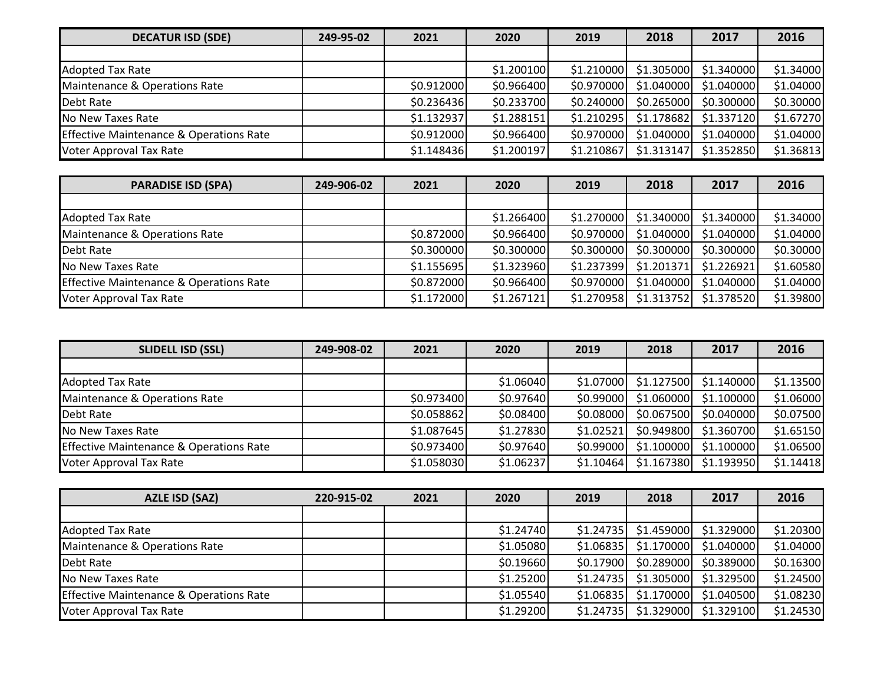| DECATUR ISD (SDE) | 249-95-02 | 2021 | 2020 | 2019 | 2018 | 2017 | 2016 |
|---|---|---|---|---|---|---|---|
| | | | | | | | |
| Adopted Tax Rate | | | $1.200100 | $1.210000 | $1.305000 | $1.340000 | $1.34000 |
| Maintenance & Operations Rate | | $0.912000 | $0.966400 | $0.970000 | $1.040000 | $1.040000 | $1.04000 |
| Debt Rate | | $0.236436 | $0.233700 | $0.240000 | $0.265000 | $0.300000 | $0.30000 |
| No New Taxes Rate | | $1.132937 | $1.288151 | $1.210295 | $1.178682 | $1.337120 | $1.67270 |
| Effective Maintenance & Operations Rate | | $0.912000 | $0.966400 | $0.970000 | $1.040000 | $1.040000 | $1.04000 |
| Voter Approval Tax Rate | | $1.148436 | $1.200197 | $1.210867 | $1.313147 | $1.352850 | $1.36813 |

| PARADISE ISD (SPA) | 249-906-02 | 2021 | 2020 | 2019 | 2018 | 2017 | 2016 |
|---|---|---|---|---|---|---|---|
| | | | | | | | |
| Adopted Tax Rate | | | $1.266400 | $1.270000 | $1.340000 | $1.340000 | $1.34000 |
| Maintenance & Operations Rate | | $0.872000 | $0.966400 | $0.970000 | $1.040000 | $1.040000 | $1.04000 |
| Debt Rate | | $0.300000 | $0.300000 | $0.300000 | $0.300000 | $0.300000 | $0.30000 |
| No New Taxes Rate | | $1.155695 | $1.323960 | $1.237399 | $1.201371 | $1.226921 | $1.60580 |
| Effective Maintenance & Operations Rate | | $0.872000 | $0.966400 | $0.970000 | $1.040000 | $1.040000 | $1.04000 |
| Voter Approval Tax Rate | | $1.172000 | $1.267121 | $1.270958 | $1.313752 | $1.378520 | $1.39800 |

| SLIDELL ISD (SSL) | 249-908-02 | 2021 | 2020 | 2019 | 2018 | 2017 | 2016 |
|---|---|---|---|---|---|---|---|
| | | | | | | | |
| Adopted Tax Rate | | | $1.06040 | $1.07000 | $1.127500 | $1.140000 | $1.13500 |
| Maintenance & Operations Rate | | $0.973400 | $0.97640 | $0.99000 | $1.060000 | $1.100000 | $1.06000 |
| Debt Rate | | $0.058862 | $0.08400 | $0.08000 | $0.067500 | $0.040000 | $0.07500 |
| No New Taxes Rate | | $1.087645 | $1.27830 | $1.02521 | $0.949800 | $1.360700 | $1.65150 |
| Effective Maintenance & Operations Rate | | $0.973400 | $0.97640 | $0.99000 | $1.100000 | $1.100000 | $1.06500 |
| Voter Approval Tax Rate | | $1.058030 | $1.06237 | $1.10464 | $1.167380 | $1.193950 | $1.14418 |

| AZLE ISD (SAZ) | 220-915-02 | 2021 | 2020 | 2019 | 2018 | 2017 | 2016 |
|---|---|---|---|---|---|---|---|
| | | | | | | | |
| Adopted Tax Rate | | | $1.24740 | $1.24735 | $1.459000 | $1.329000 | $1.20300 |
| Maintenance & Operations Rate | | | $1.05080 | $1.06835 | $1.170000 | $1.040000 | $1.04000 |
| Debt Rate | | | $0.19660 | $0.17900 | $0.289000 | $0.389000 | $0.16300 |
| No New Taxes Rate | | | $1.25200 | $1.24735 | $1.305000 | $1.329500 | $1.24500 |
| Effective Maintenance & Operations Rate | | | $1.05540 | $1.06835 | $1.170000 | $1.040500 | $1.08230 |
| Voter Approval Tax Rate | | | $1.29200 | $1.24735 | $1.329000 | $1.329100 | $1.24530 |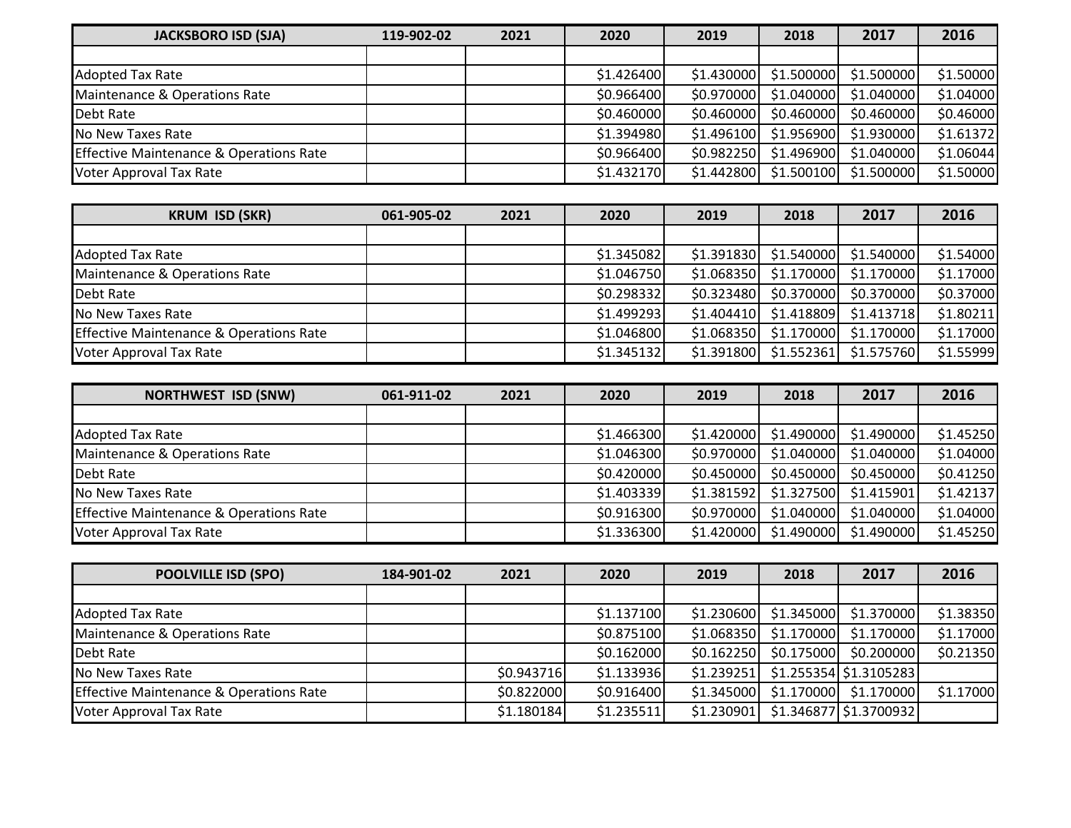| JACKSBORO ISD (SJA) | 119-902-02 | 2021 | 2020 | 2019 | 2018 | 2017 | 2016 |
|---|---|---|---|---|---|---|---|
| | | | | | | | |
| Adopted Tax Rate | | | $1.426400 | $1.430000 | $1.500000 | $1.500000 | $1.50000 |
| Maintenance & Operations Rate | | | $0.966400 | $0.970000 | $1.040000 | $1.040000 | $1.04000 |
| Debt Rate | | | $0.460000 | $0.460000 | $0.460000 | $0.460000 | $0.46000 |
| No New Taxes Rate | | | $1.394980 | $1.496100 | $1.956900 | $1.930000 | $1.61372 |
| Effective Maintenance & Operations Rate | | | $0.966400 | $0.982250 | $1.496900 | $1.040000 | $1.06044 |
| Voter Approval Tax Rate | | | $1.432170 | $1.442800 | $1.500100 | $1.500000 | $1.50000 |

| KRUM ISD (SKR) | 061-905-02 | 2021 | 2020 | 2019 | 2018 | 2017 | 2016 |
|---|---|---|---|---|---|---|---|
| | | | | | | | |
| Adopted Tax Rate | | | $1.345082 | $1.391830 | $1.540000 | $1.540000 | $1.54000 |
| Maintenance & Operations Rate | | | $1.046750 | $1.068350 | $1.170000 | $1.170000 | $1.17000 |
| Debt Rate | | | $0.298332 | $0.323480 | $0.370000 | $0.370000 | $0.37000 |
| No New Taxes Rate | | | $1.499293 | $1.404410 | $1.418809 | $1.413718 | $1.80211 |
| Effective Maintenance & Operations Rate | | | $1.046800 | $1.068350 | $1.170000 | $1.170000 | $1.17000 |
| Voter Approval Tax Rate | | | $1.345132 | $1.391800 | $1.552361 | $1.575760 | $1.55999 |

| NORTHWEST ISD (SNW) | 061-911-02 | 2021 | 2020 | 2019 | 2018 | 2017 | 2016 |
|---|---|---|---|---|---|---|---|
| | | | | | | | |
| Adopted Tax Rate | | | $1.466300 | $1.420000 | $1.490000 | $1.490000 | $1.45250 |
| Maintenance & Operations Rate | | | $1.046300 | $0.970000 | $1.040000 | $1.040000 | $1.04000 |
| Debt Rate | | | $0.420000 | $0.450000 | $0.450000 | $0.450000 | $0.41250 |
| No New Taxes Rate | | | $1.403339 | $1.381592 | $1.327500 | $1.415901 | $1.42137 |
| Effective Maintenance & Operations Rate | | | $0.916300 | $0.970000 | $1.040000 | $1.040000 | $1.04000 |
| Voter Approval Tax Rate | | | $1.336300 | $1.420000 | $1.490000 | $1.490000 | $1.45250 |

| POOLVILLE ISD (SPO) | 184-901-02 | 2021 | 2020 | 2019 | 2018 | 2017 | 2016 |
|---|---|---|---|---|---|---|---|
| | | | | | | | |
| Adopted Tax Rate | | | $1.137100 | $1.230600 | $1.345000 | $1.370000 | $1.38350 |
| Maintenance & Operations Rate | | | $0.875100 | $1.068350 | $1.170000 | $1.170000 | $1.17000 |
| Debt Rate | | | $0.162000 | $0.162250 | $0.175000 | $0.200000 | $0.21350 |
| No New Taxes Rate | | $0.943716 | $1.133936 | $1.239251 | $1.255354 | $1.3105283 | |
| Effective Maintenance & Operations Rate | | $0.822000 | $0.916400 | $1.345000 | $1.170000 | $1.170000 | $1.17000 |
| Voter Approval Tax Rate | | $1.180184 | $1.235511 | $1.230901 | $1.346877 | $1.3700932 | |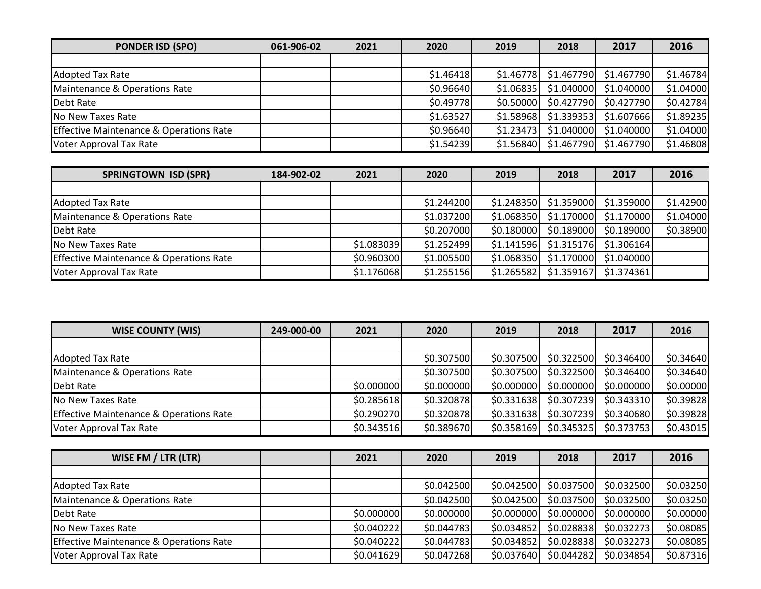| PONDER ISD (SPO) | 061-906-02 | 2021 | 2020 | 2019 | 2018 | 2017 | 2016 |
|---|---|---|---|---|---|---|---|
| | | | | | | | |
| Adopted Tax Rate | | | $1.46418 | $1.46778 | $1.467790 | $1.467790 | $1.46784 |
| Maintenance & Operations Rate | | | $0.96640 | $1.06835 | $1.040000 | $1.040000 | $1.04000 |
| Debt Rate | | | $0.49778 | $0.50000 | $0.427790 | $0.427790 | $0.42784 |
| No New Taxes Rate | | | $1.63527 | $1.58968 | $1.339353 | $1.607666 | $1.89235 |
| Effective Maintenance & Operations Rate | | | $0.96640 | $1.23473 | $1.040000 | $1.040000 | $1.04000 |
| Voter Approval Tax Rate | | | $1.54239 | $1.56840 | $1.467790 | $1.467790 | $1.46808 |

| SPRINGTOWN ISD (SPR) | 184-902-02 | 2021 | 2020 | 2019 | 2018 | 2017 | 2016 |
|---|---|---|---|---|---|---|---|
| | | | | | | | |
| Adopted Tax Rate | | | $1.244200 | $1.248350 | $1.359000 | $1.359000 | $1.42900 |
| Maintenance & Operations Rate | | | $1.037200 | $1.068350 | $1.170000 | $1.170000 | $1.04000 |
| Debt Rate | | | $0.207000 | $0.180000 | $0.189000 | $0.189000 | $0.38900 |
| No New Taxes Rate | | $1.083039 | $1.252499 | $1.141596 | $1.315176 | $1.306164 | |
| Effective Maintenance & Operations Rate | | $0.960300 | $1.005500 | $1.068350 | $1.170000 | $1.040000 | |
| Voter Approval Tax Rate | | $1.176068 | $1.255156 | $1.265582 | $1.359167 | $1.374361 | |

| WISE COUNTY (WIS) | 249-000-00 | 2021 | 2020 | 2019 | 2018 | 2017 | 2016 |
|---|---|---|---|---|---|---|---|
| | | | | | | | |
| Adopted Tax Rate | | | $0.307500 | $0.307500 | $0.322500 | $0.346400 | $0.34640 |
| Maintenance & Operations Rate | | | $0.307500 | $0.307500 | $0.322500 | $0.346400 | $0.34640 |
| Debt Rate | | $0.000000 | $0.000000 | $0.000000 | $0.000000 | $0.000000 | $0.00000 |
| No New Taxes Rate | | $0.285618 | $0.320878 | $0.331638 | $0.307239 | $0.343310 | $0.39828 |
| Effective Maintenance & Operations Rate | | $0.290270 | $0.320878 | $0.331638 | $0.307239 | $0.340680 | $0.39828 |
| Voter Approval Tax Rate | | $0.343516 | $0.389670 | $0.358169 | $0.345325 | $0.373753 | $0.43015 |

| WISE FM / LTR (LTR) | | 2021 | 2020 | 2019 | 2018 | 2017 | 2016 |
|---|---|---|---|---|---|---|---|
| | | | | | | | |
| Adopted Tax Rate | | | $0.042500 | $0.042500 | $0.037500 | $0.032500 | $0.03250 |
| Maintenance & Operations Rate | | | $0.042500 | $0.042500 | $0.037500 | $0.032500 | $0.03250 |
| Debt Rate | | $0.000000 | $0.000000 | $0.000000 | $0.000000 | $0.000000 | $0.00000 |
| No New Taxes Rate | | $0.040222 | $0.044783 | $0.034852 | $0.028838 | $0.032273 | $0.08085 |
| Effective Maintenance & Operations Rate | | $0.040222 | $0.044783 | $0.034852 | $0.028838 | $0.032273 | $0.08085 |
| Voter Approval Tax Rate | | $0.041629 | $0.047268 | $0.037640 | $0.044282 | $0.034854 | $0.87316 |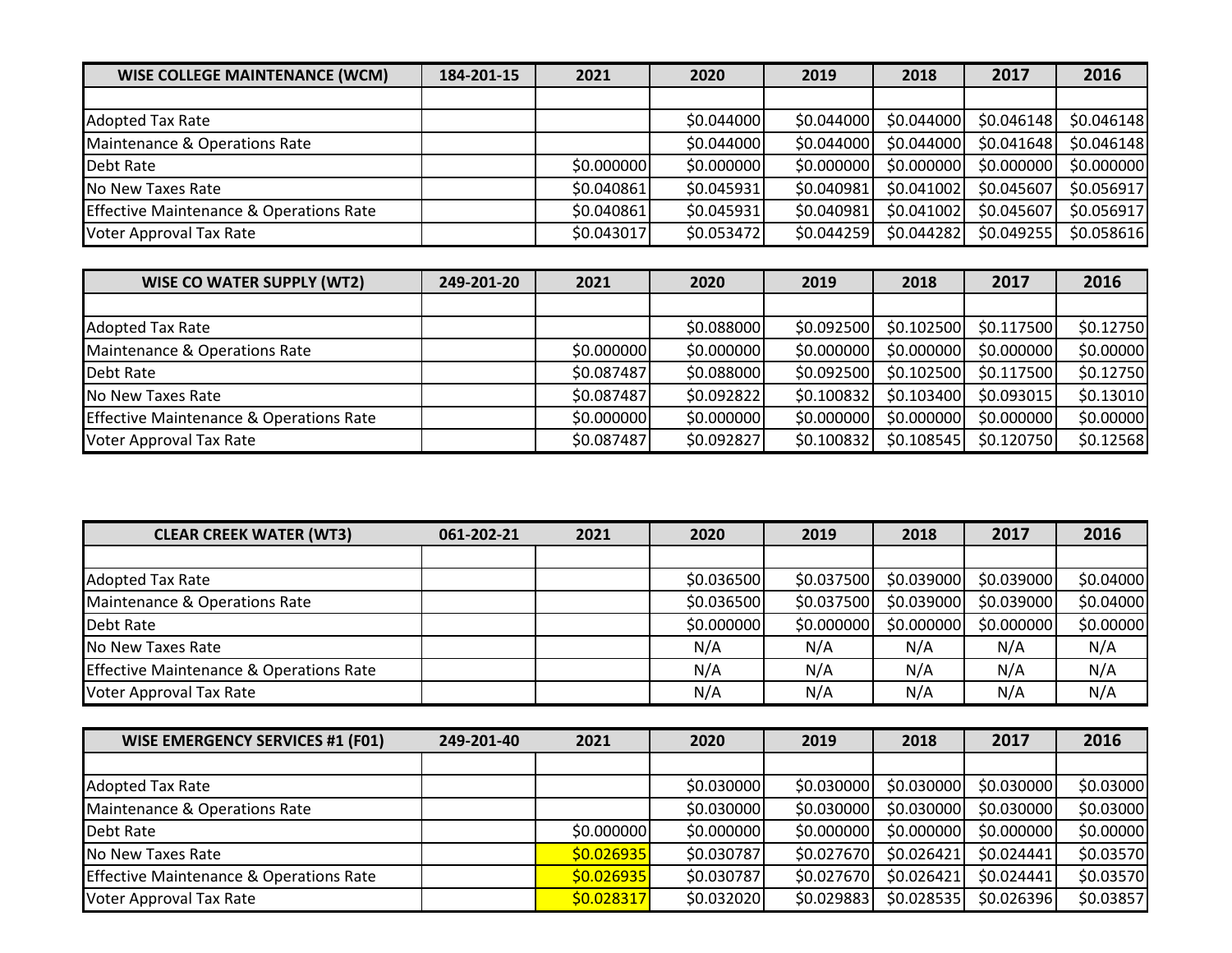| WISE COLLEGE MAINTENANCE (WCM) | 184-201-15 | 2021 | 2020 | 2019 | 2018 | 2017 | 2016 |
|---|---|---|---|---|---|---|---|
| | | | | | | | |
| Adopted Tax Rate | | | $0.044000 | $0.044000 | $0.044000 | $0.046148 | $0.046148 |
| Maintenance & Operations Rate | | | $0.044000 | $0.044000 | $0.044000 | $0.041648 | $0.046148 |
| Debt Rate | | $0.000000 | $0.000000 | $0.000000 | $0.000000 | $0.000000 | $0.000000 |
| No New Taxes Rate | | $0.040861 | $0.045931 | $0.040981 | $0.041002 | $0.045607 | $0.056917 |
| Effective Maintenance & Operations Rate | | $0.040861 | $0.045931 | $0.040981 | $0.041002 | $0.045607 | $0.056917 |
| Voter Approval Tax Rate | | $0.043017 | $0.053472 | $0.044259 | $0.044282 | $0.049255 | $0.058616 |

| WISE CO WATER SUPPLY (WT2) | 249-201-20 | 2021 | 2020 | 2019 | 2018 | 2017 | 2016 |
|---|---|---|---|---|---|---|---|
| | | | | | | | |
| Adopted Tax Rate | | | $0.088000 | $0.092500 | $0.102500 | $0.117500 | $0.12750 |
| Maintenance & Operations Rate | | $0.000000 | $0.000000 | $0.000000 | $0.000000 | $0.000000 | $0.00000 |
| Debt Rate | | $0.087487 | $0.088000 | $0.092500 | $0.102500 | $0.117500 | $0.12750 |
| No New Taxes Rate | | $0.087487 | $0.092822 | $0.100832 | $0.103400 | $0.093015 | $0.13010 |
| Effective Maintenance & Operations Rate | | $0.000000 | $0.000000 | $0.000000 | $0.000000 | $0.000000 | $0.00000 |
| Voter Approval Tax Rate | | $0.087487 | $0.092827 | $0.100832 | $0.108545 | $0.120750 | $0.12568 |

| CLEAR CREEK WATER (WT3) | 061-202-21 | 2021 | 2020 | 2019 | 2018 | 2017 | 2016 |
|---|---|---|---|---|---|---|---|
| | | | | | | | |
| Adopted Tax Rate | | | $0.036500 | $0.037500 | $0.039000 | $0.039000 | $0.04000 |
| Maintenance & Operations Rate | | | $0.036500 | $0.037500 | $0.039000 | $0.039000 | $0.04000 |
| Debt Rate | | | $0.000000 | $0.000000 | $0.000000 | $0.000000 | $0.00000 |
| No New Taxes Rate | | | N/A | N/A | N/A | N/A | N/A |
| Effective Maintenance & Operations Rate | | | N/A | N/A | N/A | N/A | N/A |
| Voter Approval Tax Rate | | | N/A | N/A | N/A | N/A | N/A |

| WISE EMERGENCY SERVICES #1 (F01) | 249-201-40 | 2021 | 2020 | 2019 | 2018 | 2017 | 2016 |
|---|---|---|---|---|---|---|---|
| | | | | | | | |
| Adopted Tax Rate | | | $0.030000 | $0.030000 | $0.030000 | $0.030000 | $0.03000 |
| Maintenance & Operations Rate | | | $0.030000 | $0.030000 | $0.030000 | $0.030000 | $0.03000 |
| Debt Rate | | $0.000000 | $0.000000 | $0.000000 | $0.000000 | $0.000000 | $0.00000 |
| No New Taxes Rate | | $0.026935 | $0.030787 | $0.027670 | $0.026421 | $0.024441 | $0.03570 |
| Effective Maintenance & Operations Rate | | $0.026935 | $0.030787 | $0.027670 | $0.026421 | $0.024441 | $0.03570 |
| Voter Approval Tax Rate | | $0.028317 | $0.032020 | $0.029883 | $0.028535 | $0.026396 | $0.03857 |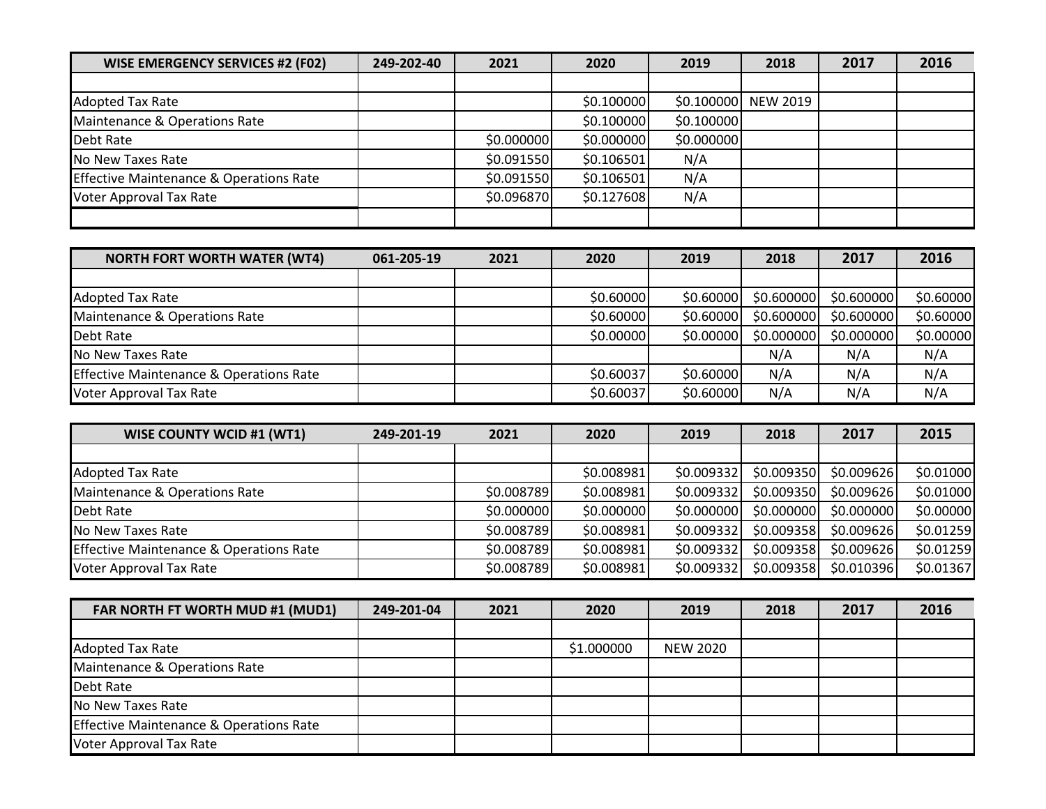| WISE EMERGENCY SERVICES #2 (F02) | 249-202-40 | 2021 | 2020 | 2019 | 2018 | 2017 | 2016 |
|---|---|---|---|---|---|---|---|
| | | | | | | | |
| Adopted Tax Rate | | | $0.100000 | $0.100000 | NEW 2019 | | |
| Maintenance & Operations Rate | | | $0.100000 | $0.100000 | | | |
| Debt Rate | | $0.000000 | $0.000000 | $0.000000 | | | |
| No New Taxes Rate | | $0.091550 | $0.106501 | N/A | | | |
| Effective Maintenance & Operations Rate | | $0.091550 | $0.106501 | N/A | | | |
| Voter Approval Tax Rate | | $0.096870 | $0.127608 | N/A | | | |
| | | | | | | | |

| NORTH FORT WORTH WATER (WT4) | 061-205-19 | 2021 | 2020 | 2019 | 2018 | 2017 | 2016 |
|---|---|---|---|---|---|---|---|
| | | | | | | | |
| Adopted Tax Rate | | | $0.60000 | $0.60000 | $0.600000 | $0.600000 | $0.60000 |
| Maintenance & Operations Rate | | | $0.60000 | $0.60000 | $0.600000 | $0.600000 | $0.60000 |
| Debt Rate | | | $0.00000 | $0.00000 | $0.000000 | $0.000000 | $0.00000 |
| No New Taxes Rate | | | | | N/A | N/A | N/A |
| Effective Maintenance & Operations Rate | | | $0.60037 | $0.60000 | N/A | N/A | N/A |
| Voter Approval Tax Rate | | | $0.60037 | $0.60000 | N/A | N/A | N/A |

| WISE COUNTY WCID #1 (WT1) | 249-201-19 | 2021 | 2020 | 2019 | 2018 | 2017 | 2015 |
|---|---|---|---|---|---|---|---|
| | | | | | | | |
| Adopted Tax Rate | | | $0.008981 | $0.009332 | $0.009350 | $0.009626 | $0.01000 |
| Maintenance & Operations Rate | | $0.008789 | $0.008981 | $0.009332 | $0.009350 | $0.009626 | $0.01000 |
| Debt Rate | | $0.000000 | $0.000000 | $0.000000 | $0.000000 | $0.000000 | $0.00000 |
| No New Taxes Rate | | $0.008789 | $0.008981 | $0.009332 | $0.009358 | $0.009626 | $0.01259 |
| Effective Maintenance & Operations Rate | | $0.008789 | $0.008981 | $0.009332 | $0.009358 | $0.009626 | $0.01259 |
| Voter Approval Tax Rate | | $0.008789 | $0.008981 | $0.009332 | $0.009358 | $0.010396 | $0.01367 |

| FAR NORTH FT WORTH MUD #1 (MUD1) | 249-201-04 | 2021 | 2020 | 2019 | 2018 | 2017 | 2016 |
|---|---|---|---|---|---|---|---|
| | | | | | | | |
| Adopted Tax Rate | | | $1.000000 | NEW 2020 | | | |
| Maintenance & Operations Rate | | | | | | | |
| Debt Rate | | | | | | | |
| No New Taxes Rate | | | | | | | |
| Effective Maintenance & Operations Rate | | | | | | | |
| Voter Approval Tax Rate | | | | | | | |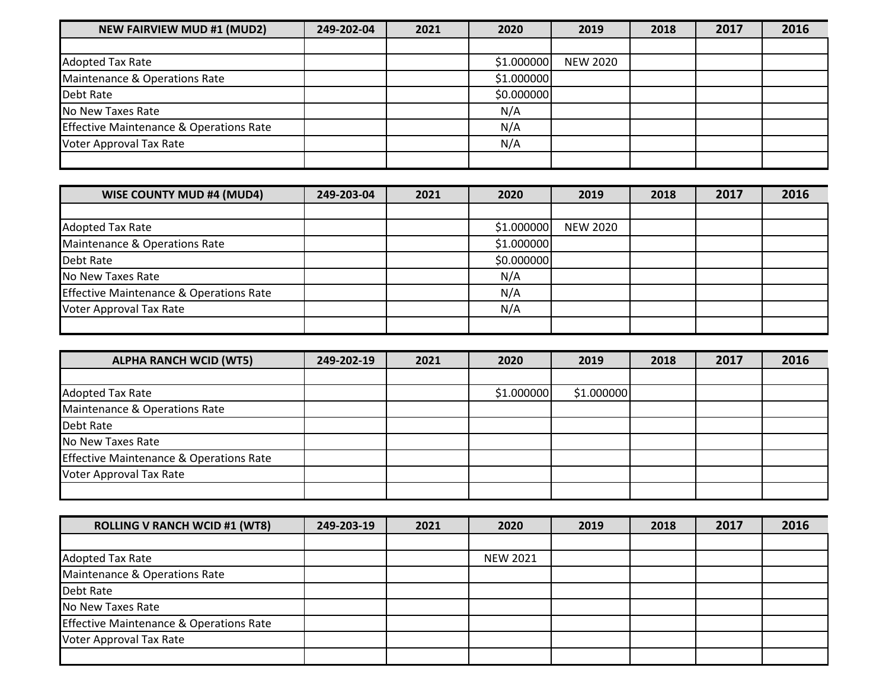| NEW FAIRVIEW MUD #1 (MUD2) | 249-202-04 | 2021 | 2020 | 2019 | 2018 | 2017 | 2016 |
|---|---|---|---|---|---|---|---|
| | | | | | | | |
| Adopted Tax Rate | | | $1.000000 | NEW 2020 | | | |
| Maintenance & Operations Rate | | | $1.000000 | | | | |
| Debt Rate | | | $0.000000 | | | | |
| No New Taxes Rate | | | N/A | | | | |
| Effective Maintenance & Operations Rate | | | N/A | | | | |
| Voter Approval Tax Rate | | | N/A | | | | |
| | | | | | | | |

| WISE COUNTY MUD #4 (MUD4) | 249-203-04 | 2021 | 2020 | 2019 | 2018 | 2017 | 2016 |
|---|---|---|---|---|---|---|---|
| | | | | | | | |
| Adopted Tax Rate | | | $1.000000 | NEW 2020 | | | |
| Maintenance & Operations Rate | | | $1.000000 | | | | |
| Debt Rate | | | $0.000000 | | | | |
| No New Taxes Rate | | | N/A | | | | |
| Effective Maintenance & Operations Rate | | | N/A | | | | |
| Voter Approval Tax Rate | | | N/A | | | | |
| | | | | | | | |

| ALPHA RANCH WCID (WT5) | 249-202-19 | 2021 | 2020 | 2019 | 2018 | 2017 | 2016 |
|---|---|---|---|---|---|---|---|
| | | | | | | | |
| Adopted Tax Rate | | | $1.000000 | $1.000000 | | | |
| Maintenance & Operations Rate | | | | | | | |
| Debt Rate | | | | | | | |
| No New Taxes Rate | | | | | | | |
| Effective Maintenance & Operations Rate | | | | | | | |
| Voter Approval Tax Rate | | | | | | | |
| | | | | | | | |

| ROLLING V RANCH WCID #1 (WT8) | 249-203-19 | 2021 | 2020 | 2019 | 2018 | 2017 | 2016 |
|---|---|---|---|---|---|---|---|
| | | | | | | | |
| Adopted Tax Rate | | | NEW 2021 | | | | |
| Maintenance & Operations Rate | | | | | | | |
| Debt Rate | | | | | | | |
| No New Taxes Rate | | | | | | | |
| Effective Maintenance & Operations Rate | | | | | | | |
| Voter Approval Tax Rate | | | | | | | |
| | | | | | | | |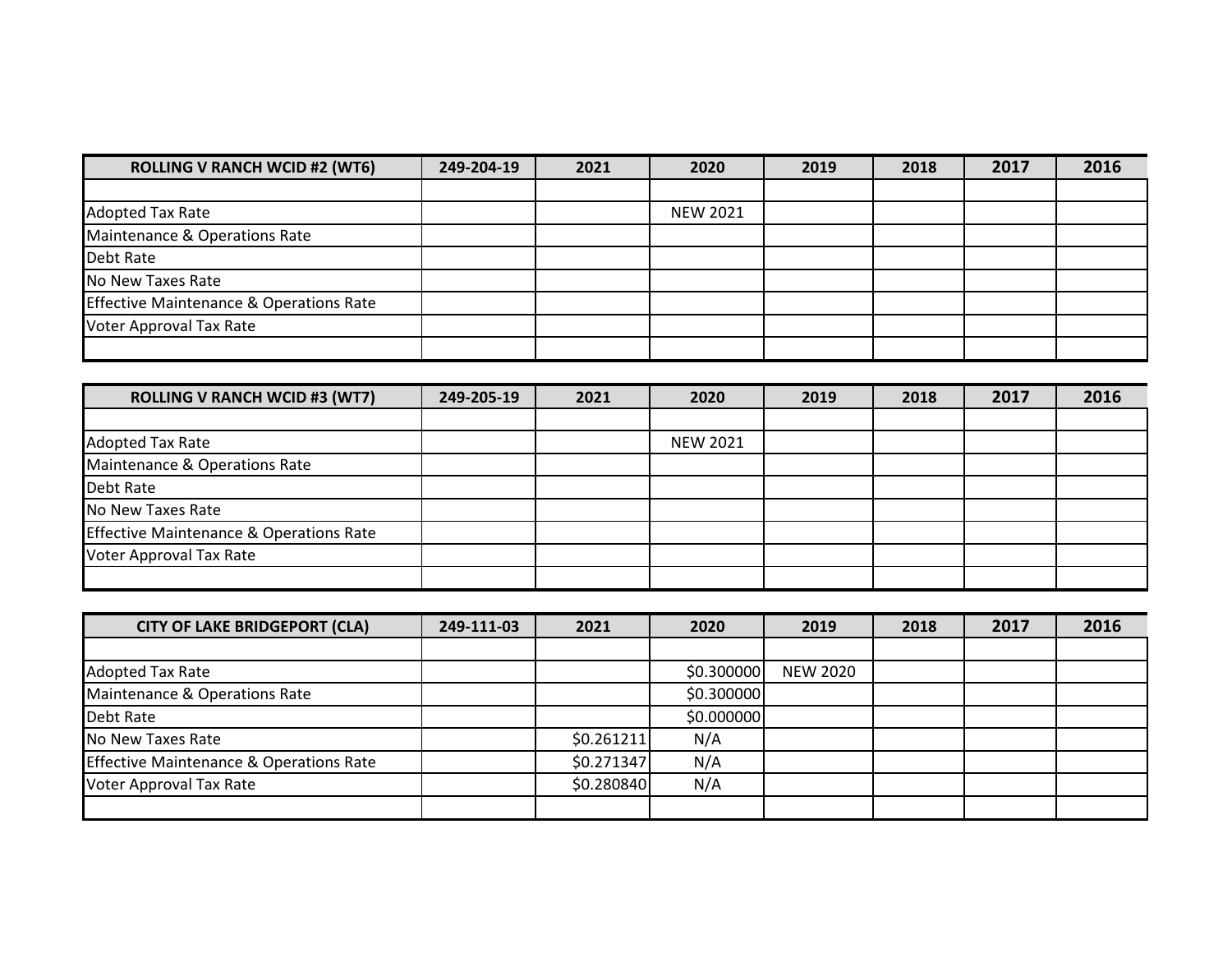| ROLLING V RANCH WCID #2 (WT6) | 249-204-19 | 2021 | 2020 | 2019 | 2018 | 2017 | 2016 |
|---|---|---|---|---|---|---|---|
| | | | | | | | |
| Adopted Tax Rate | | | NEW 2021 | | | | |
| Maintenance & Operations Rate | | | | | | | |
| Debt Rate | | | | | | | |
| No New Taxes Rate | | | | | | | |
| Effective Maintenance & Operations Rate | | | | | | | |
| Voter Approval Tax Rate | | | | | | | |
| | | | | | | | |

| ROLLING V RANCH WCID #3 (WT7) | 249-205-19 | 2021 | 2020 | 2019 | 2018 | 2017 | 2016 |
|---|---|---|---|---|---|---|---|
| | | | | | | | |
| Adopted Tax Rate | | | NEW 2021 | | | | |
| Maintenance & Operations Rate | | | | | | | |
| Debt Rate | | | | | | | |
| No New Taxes Rate | | | | | | | |
| Effective Maintenance & Operations Rate | | | | | | | |
| Voter Approval Tax Rate | | | | | | | |
| | | | | | | | |

| CITY OF LAKE BRIDGEPORT (CLA) | 249-111-03 | 2021 | 2020 | 2019 | 2018 | 2017 | 2016 |
|---|---|---|---|---|---|---|---|
| | | | | | | | |
| Adopted Tax Rate | | | $0.300000 | NEW 2020 | | | |
| Maintenance & Operations Rate | | | $0.300000 | | | | |
| Debt Rate | | | $0.000000 | | | | |
| No New Taxes Rate | | $0.261211 | N/A | | | | |
| Effective Maintenance & Operations Rate | | $0.271347 | N/A | | | | |
| Voter Approval Tax Rate | | $0.280840 | N/A | | | | |
| | | | | | | | |